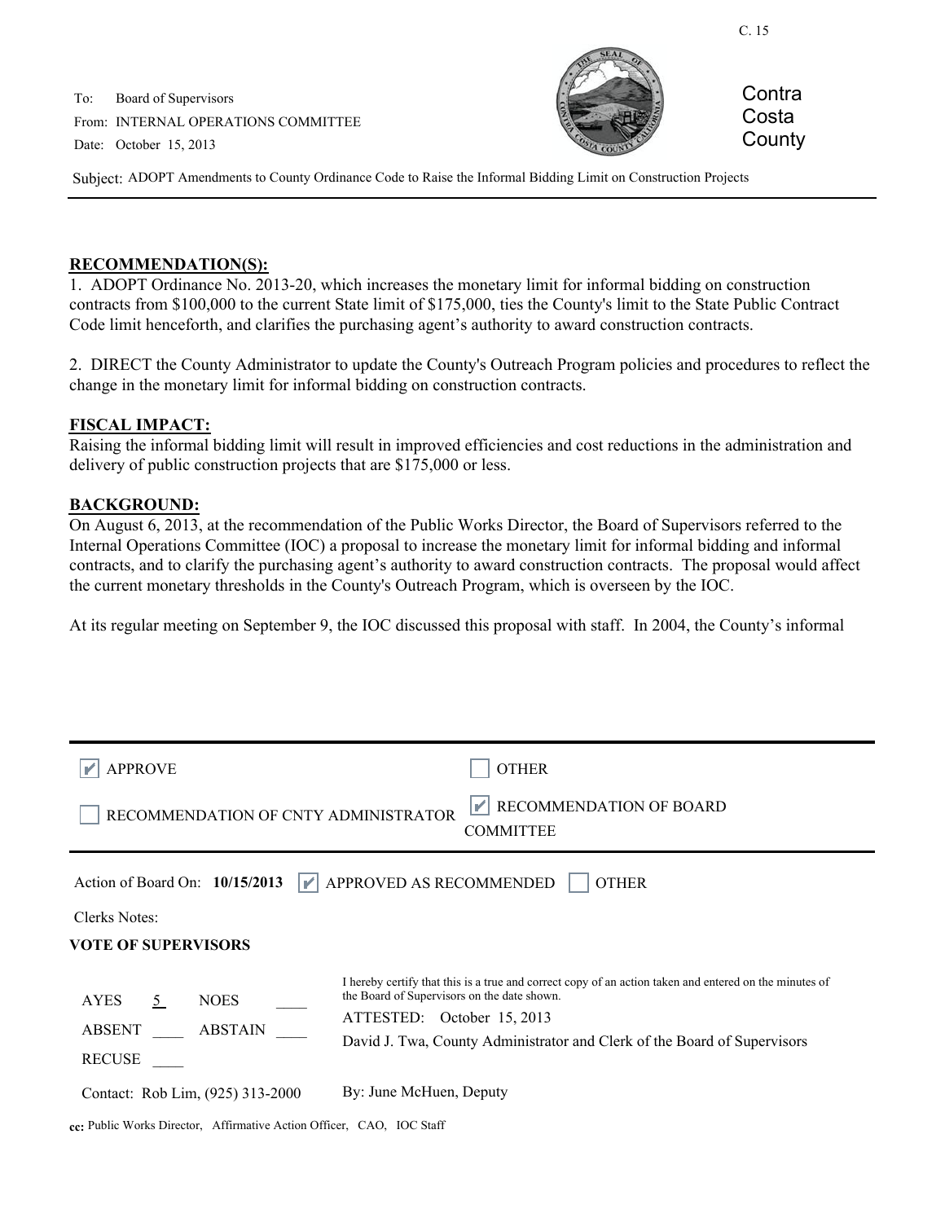C. 15

To: Board of Supervisors

From: INTERNAL OPERATIONS COMMITTEE

Date: October 15, 2013

Contra Costa County

Subject: ADOPT Amendments to County Ordinance Code to Raise the Informal Bidding Limit on Construction Projects

**RECOMMENDATION(S):**

1. ADOPT Ordinance No. 2013-20, which increases the monetary limit for informal bidding on construction contracts from $100,000 to the current State limit of $175,000, ties the County's limit to the State Public Contract Code limit henceforth, and clarifies the purchasing agent's authority to award construction contracts.

2. DIRECT the County Administrator to update the County's Outreach Program policies and procedures to reflect the change in the monetary limit for informal bidding on construction contracts.

**FISCAL IMPACT:**

Raising the informal bidding limit will result in improved efficiencies and cost reductions in the administration and delivery of public construction projects that are $175,000 or less.

**BACKGROUND:**

On August 6, 2013, at the recommendation of the Public Works Director, the Board of Supervisors referred to the Internal Operations Committee (IOC) a proposal to increase the monetary limit for informal bidding and informal contracts, and to clarify the purchasing agent's authority to award construction contracts. The proposal would affect the current monetary thresholds in the County's Outreach Program, which is overseen by the IOC.

At its regular meeting on September 9, the IOC discussed this proposal with staff. In 2004, the County's informal

---

☑ APPROVE ☐ OTHER

☐ RECOMMENDATION OF CNTY ADMINISTRATOR ☑ RECOMMENDATION OF BOARD COMMITTEE

Action of Board On: **10/15/2013** ☑ APPROVED AS RECOMMENDED ☐ OTHER

Clerks Notes:

**VOTE OF SUPERVISORS**

AYES 5 NOES ____

ABSENT ____ ABSTAIN ____

RECUSE ____

Contact: Rob Lim, (925) 313-2000

I hereby certify that this is a true and correct copy of an action taken and entered on the minutes of the Board of Supervisors on the date shown.

ATTESTED: October 15, 2013

David J. Twa, County Administrator and Clerk of the Board of Supervisors

By: June McHuen, Deputy

cc: Public Works Director, Affirmative Action Officer, CAO, IOC Staff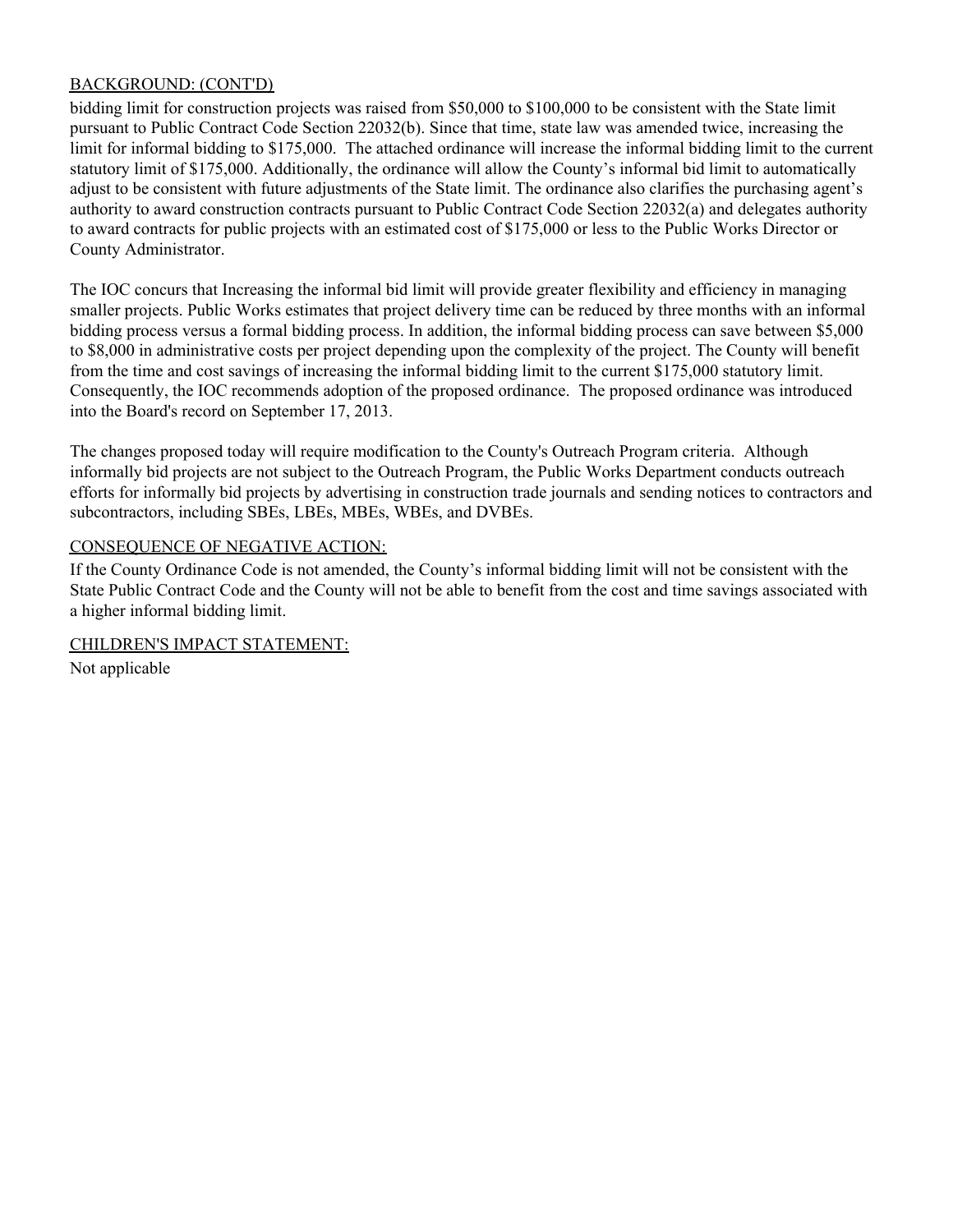BACKGROUND: (CONT'D)

bidding limit for construction projects was raised from $50,000 to $100,000 to be consistent with the State limit pursuant to Public Contract Code Section 22032(b). Since that time, state law was amended twice, increasing the limit for informal bidding to $175,000. The attached ordinance will increase the informal bidding limit to the current statutory limit of $175,000. Additionally, the ordinance will allow the County's informal bid limit to automatically adjust to be consistent with future adjustments of the State limit. The ordinance also clarifies the purchasing agent's authority to award construction contracts pursuant to Public Contract Code Section 22032(a) and delegates authority to award contracts for public projects with an estimated cost of $175,000 or less to the Public Works Director or County Administrator.

The IOC concurs that Increasing the informal bid limit will provide greater flexibility and efficiency in managing smaller projects. Public Works estimates that project delivery time can be reduced by three months with an informal bidding process versus a formal bidding process. In addition, the informal bidding process can save between $5,000 to $8,000 in administrative costs per project depending upon the complexity of the project. The County will benefit from the time and cost savings of increasing the informal bidding limit to the current $175,000 statutory limit. Consequently, the IOC recommends adoption of the proposed ordinance. The proposed ordinance was introduced into the Board's record on September 17, 2013.

The changes proposed today will require modification to the County's Outreach Program criteria. Although informally bid projects are not subject to the Outreach Program, the Public Works Department conducts outreach efforts for informally bid projects by advertising in construction trade journals and sending notices to contractors and subcontractors, including SBEs, LBEs, MBEs, WBEs, and DVBEs.

CONSEQUENCE OF NEGATIVE ACTION:

If the County Ordinance Code is not amended, the County's informal bidding limit will not be consistent with the State Public Contract Code and the County will not be able to benefit from the cost and time savings associated with a higher informal bidding limit.

CHILDREN'S IMPACT STATEMENT:

Not applicable